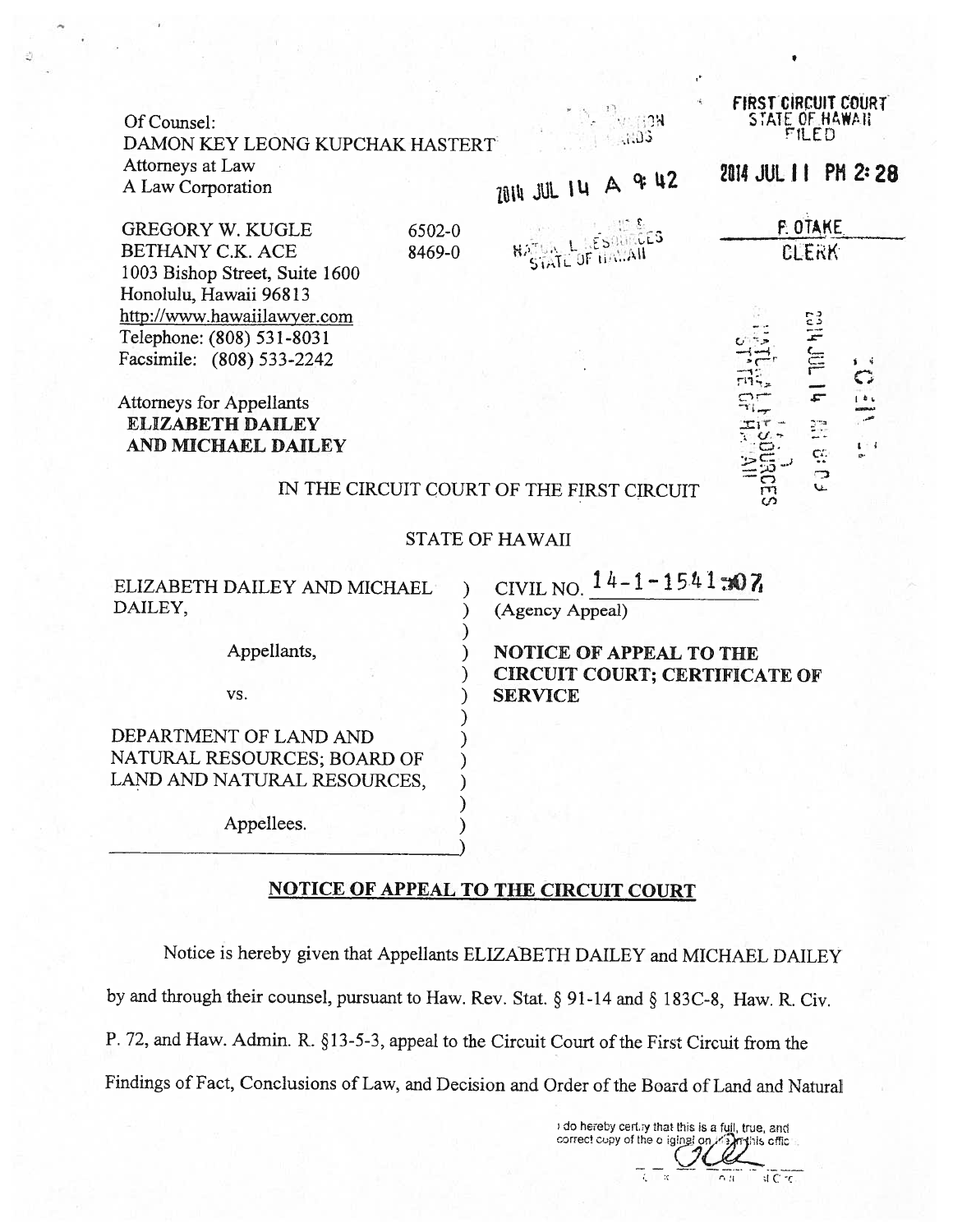Of Counsel:
DAMON KEY LEONG KUPCHAK HASTERT
Attorneys at Law
A Law Corporation

FIRST CIRCUIT COURT
STATE OF HAWAII
FILED

2014 JUL 11 PM 2:28

F. OTAKE
CLERK

2014 JUL 14 A 9:42

NATURAL RESOURCES
STATE OF HAWAII

| | |
|---|---|
| GREGORY W. KUGLE | 6502-0 |
| BETHANY C.K. ACE | 8469-0 |

1003 Bishop Street, Suite 1600
Honolulu, Hawaii 96813
http://www.hawaiilawyer.com
Telephone: (808) 531-8031
Facsimile: (808) 533-2242

Attorneys for Appellants
**ELIZABETH DAILEY**
**AND MICHAEL DAILEY**

IN THE CIRCUIT COURT OF THE FIRST CIRCUIT

STATE OF HAWAII

| | |
|---|---|
| ELIZABETH DAILEY AND MICHAEL DAILEY,<br><br>Appellants,<br><br>vs.<br><br>DEPARTMENT OF LAND AND NATURAL RESOURCES; BOARD OF LAND AND NATURAL RESOURCES,<br><br>Appellees. | CIVIL NO. 14-1-1541-07<br>(Agency Appeal)<br><br>**NOTICE OF APPEAL TO THE CIRCUIT COURT; CERTIFICATE OF SERVICE** |

**NOTICE OF APPEAL TO THE CIRCUIT COURT**

Notice is hereby given that Appellants ELIZABETH DAILEY and MICHAEL DAILEY by and through their counsel, pursuant to Haw. Rev. Stat. § 91-14 and § 183C-8, Haw. R. Civ. P. 72, and Haw. Admin. R. §13-5-3, appeal to the Circuit Court of the First Circuit from the Findings of Fact, Conclusions of Law, and Decision and Order of the Board of Land and Natural

I do hereby certify that this is a full, true, and correct copy of the original on file in this office.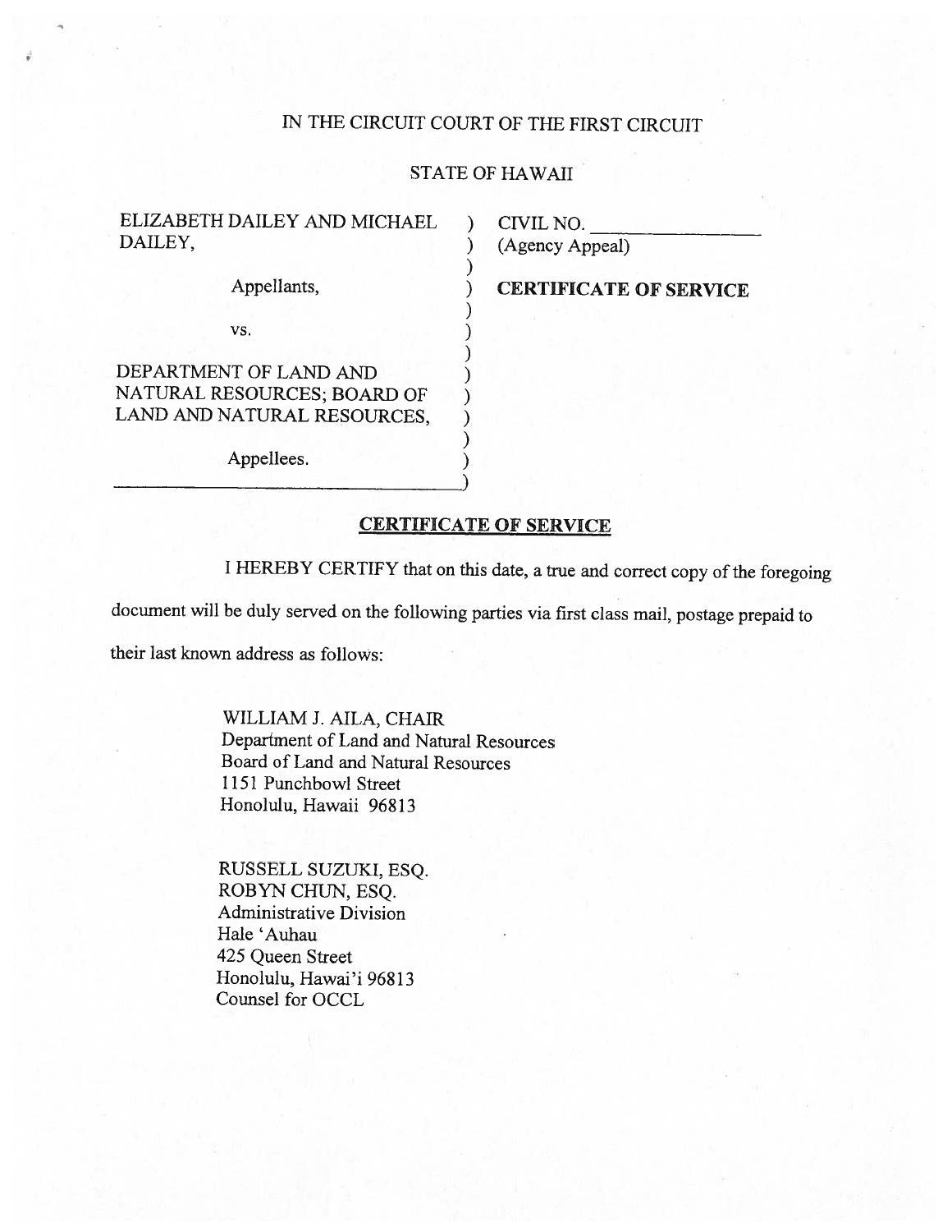IN THE CIRCUIT COURT OF THE FIRST CIRCUIT

STATE OF HAWAII

| | | |
|---|---|---|
| ELIZABETH DAILEY AND MICHAEL DAILEY, | ) | CIVIL NO. ______________ |
| | ) | (Agency Appeal) |
| Appellants, | ) | **CERTIFICATE OF SERVICE** |
| vs. | ) | |
| DEPARTMENT OF LAND AND NATURAL RESOURCES; BOARD OF LAND AND NATURAL RESOURCES, | ) | |
| Appellees. | ) | |

## CERTIFICATE OF SERVICE

I HEREBY CERTIFY that on this date, a true and correct copy of the foregoing document will be duly served on the following parties via first class mail, postage prepaid to their last known address as follows:

WILLIAM J. AILA, CHAIR
Department of Land and Natural Resources
Board of Land and Natural Resources
1151 Punchbowl Street
Honolulu, Hawaii 96813

RUSSELL SUZUKI, ESQ.
ROBYN CHUN, ESQ.
Administrative Division
Hale 'Auhau
425 Queen Street
Honolulu, Hawai'i 96813
Counsel for OCCL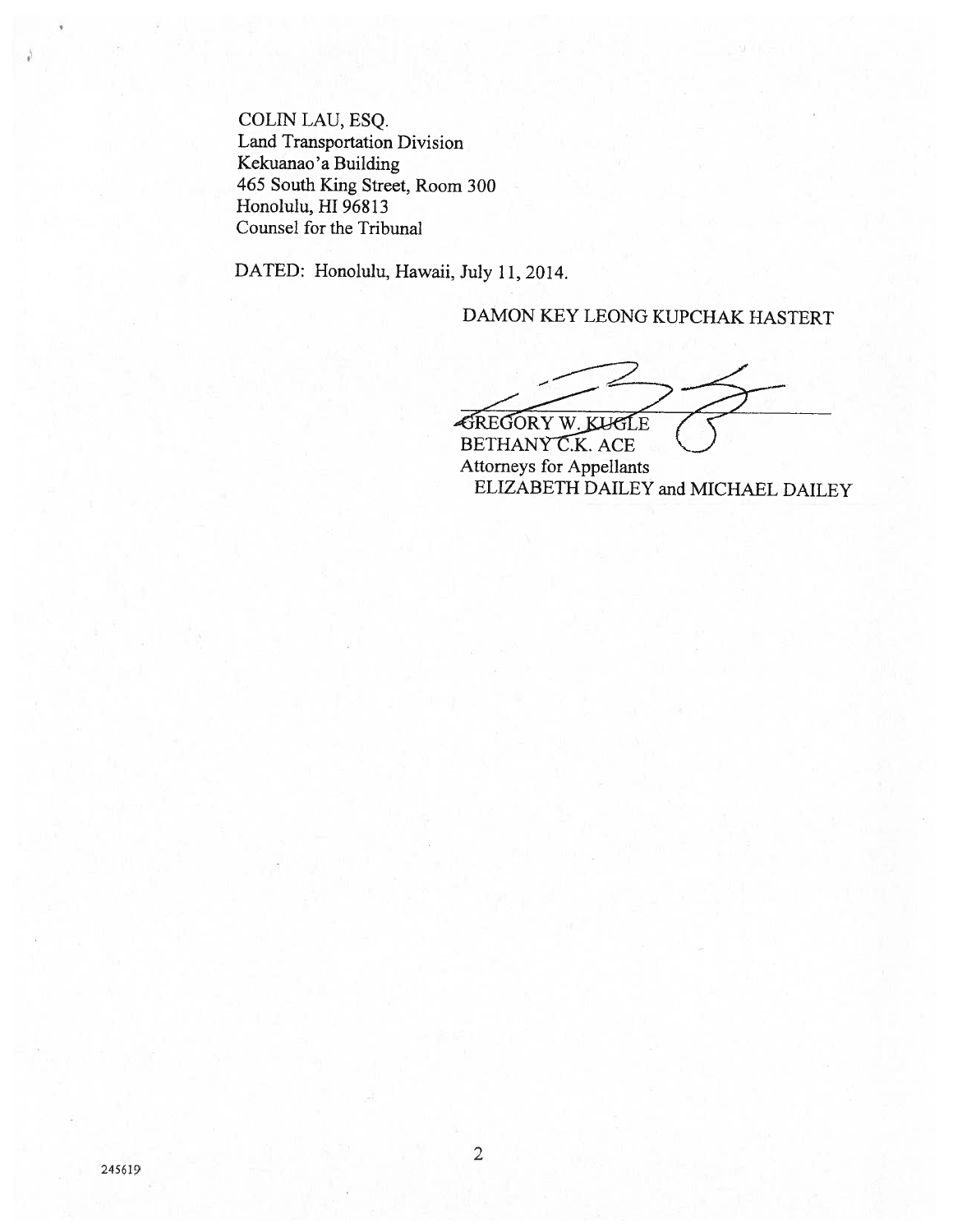COLIN LAU, ESQ.
Land Transportation Division
Kekuanao'a Building
465 South King Street, Room 300
Honolulu, HI 96813
Counsel for the Tribunal

DATED: Honolulu, Hawaii, July 11, 2014.

DAMON KEY LEONG KUPCHAK HASTERT

GREGORY W. KUGLE
BETHANY C.K. ACE
Attorneys for Appellants
ELIZABETH DAILEY and MICHAEL DAILEY

245619